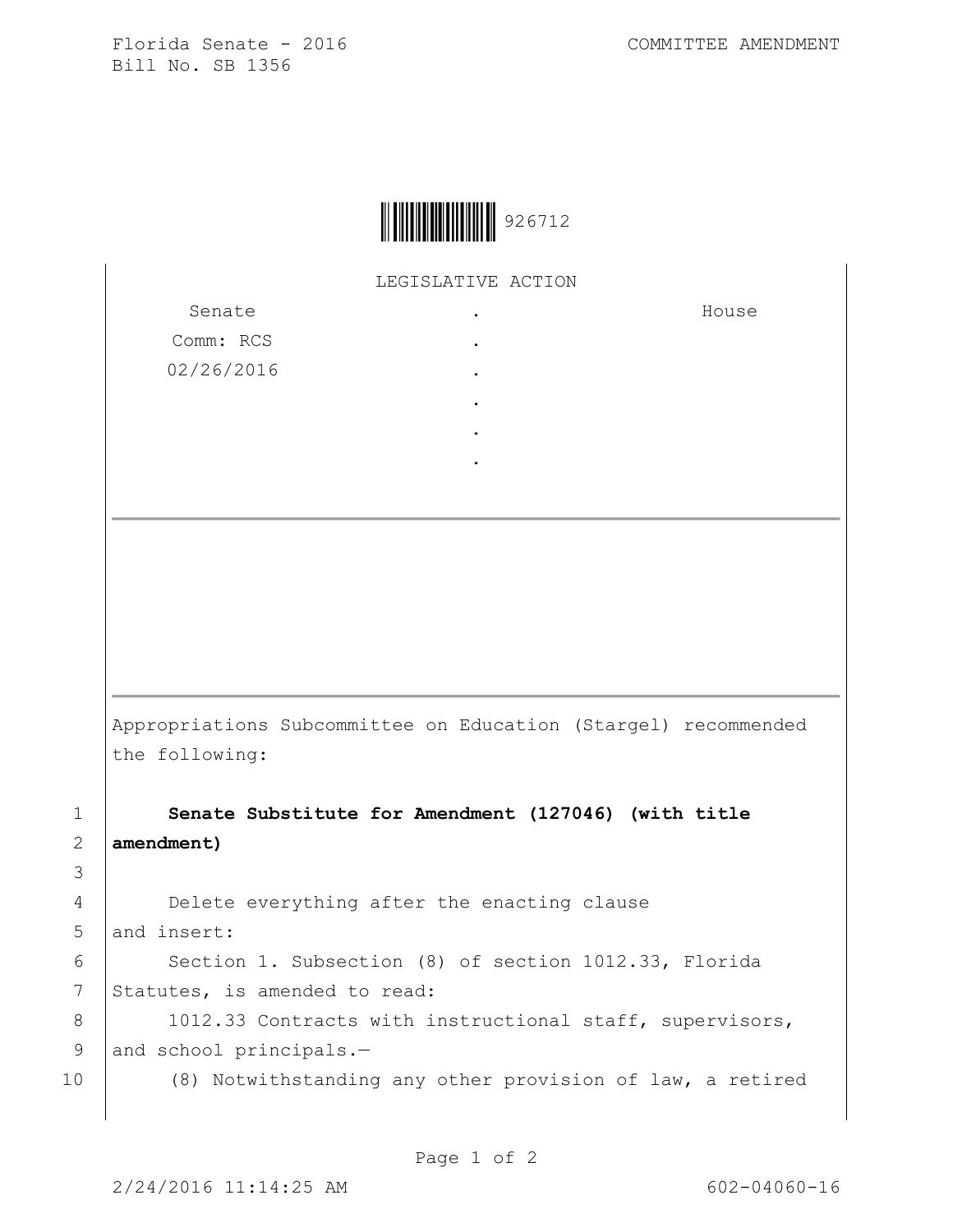Florida Senate - 2016 COMMITTEE AMENDMENT
Bill No. SB 1356

926712

LEGISLATIVE ACTION

| Senate | . | House |
|---|---|---|
| Comm: RCS | . | |
| 02/26/2016 | . | |
| | . | |
| | . | |
| | . | |

Appropriations Subcommittee on Education (Stargel) recommended the following:

1 **Senate Substitute for Amendment (127046) (with title**
2 **amendment)**
3
4 Delete everything after the enacting clause
5 and insert:
6 Section 1. Subsection (8) of section 1012.33, Florida
7 Statutes, is amended to read:
8 1012.33 Contracts with instructional staff, supervisors,
9 and school principals.—
10 (8) Notwithstanding any other provision of law, a retired

2/24/2016 11:14:25 AM 602-04060-16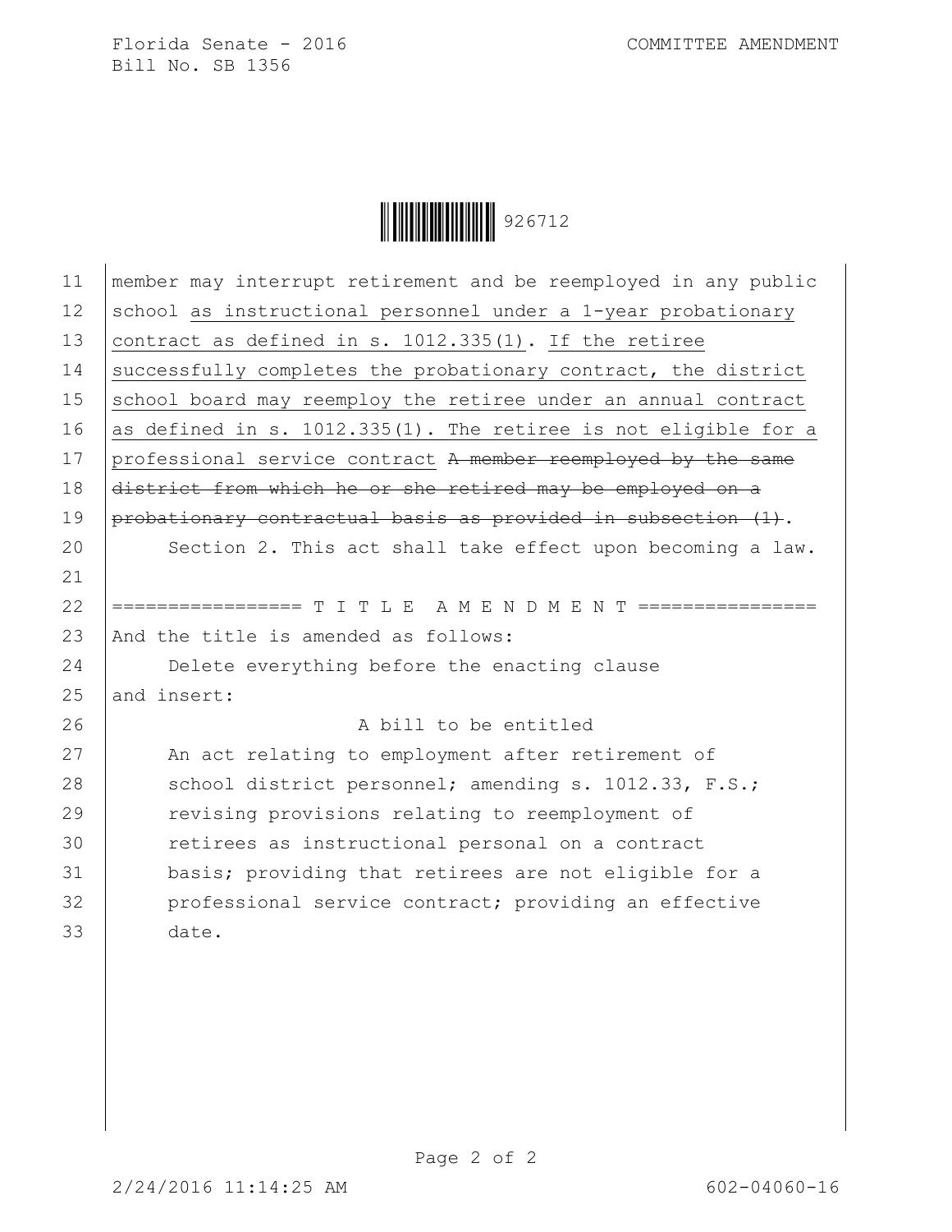member may interrupt retirement and be reemployed in any public school as instructional personnel under a 1-year probationary contract as defined in s. 1012.335(1). If the retiree successfully completes the probationary contract, the district school board may reemploy the retiree under an annual contract as defined in s. 1012.335(1). The retiree is not eligible for a professional service contract ~~A member reemployed by the same district from which he or she retired may be employed on a probationary contractual basis as provided in subsection (1)~~.

Section 2. This act shall take effect upon becoming a law.

================= T I T L E A M E N D M E N T ================

And the title is amended as follows:

Delete everything before the enacting clause and insert:

A bill to be entitled

An act relating to employment after retirement of school district personnel; amending s. 1012.33, F.S.; revising provisions relating to reemployment of retirees as instructional personal on a contract basis; providing that retirees are not eligible for a professional service contract; providing an effective date.